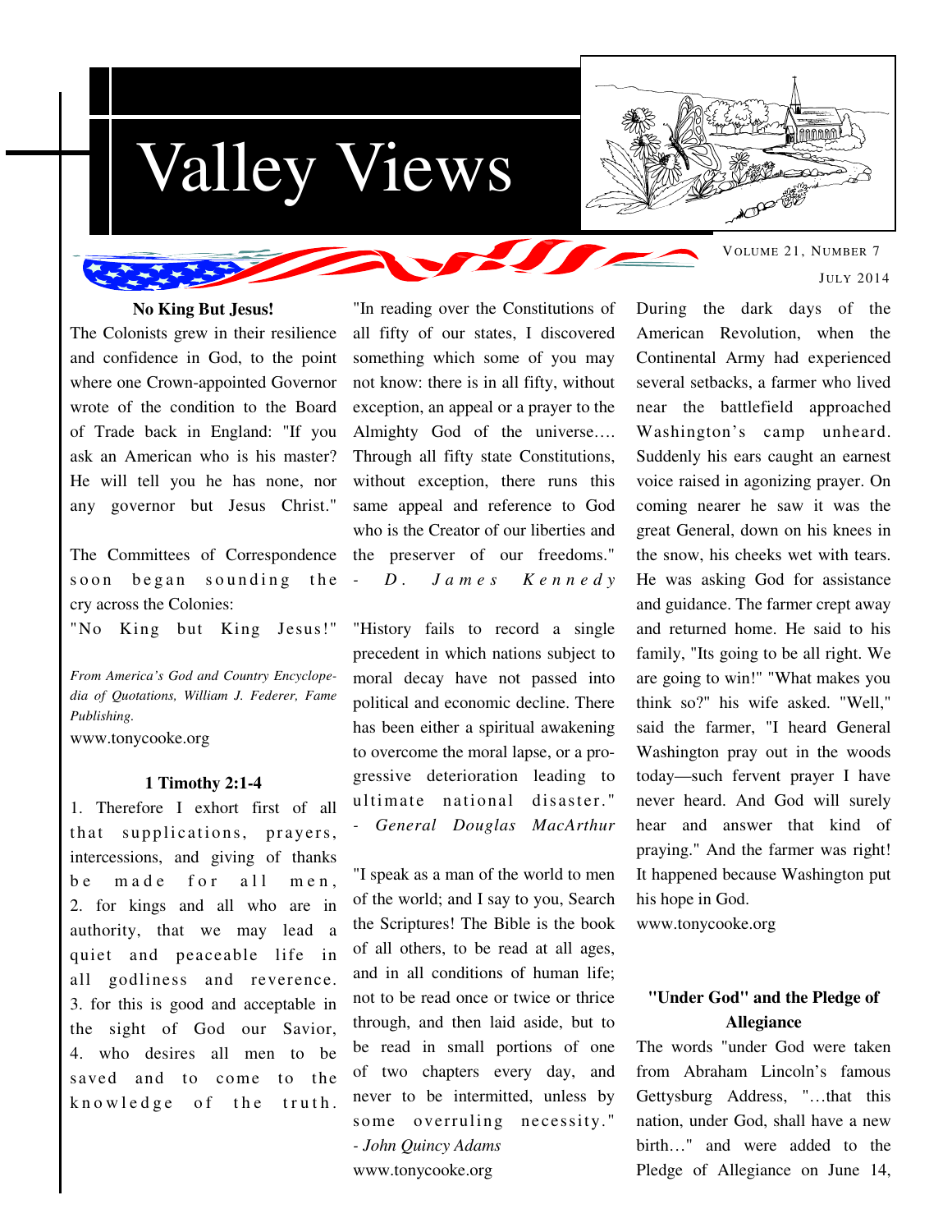# Valley Views

VOLUME 21, NUMBER 7

JULY 2014

### No King But Jesus!

The Colonists grew in their resilience and confidence in God, to the point where one Crown-appointed Governor wrote of the condition to the Board of Trade back in England: "If you ask an American who is his master? He will tell you he has none, nor any governor but Jesus Christ."

The Committees of Correspondence soon began sounding the cry across the Colonies:
"No King but King Jesus!"

*From America's God and Country Encyclopedia of Quotations, William J. Federer, Fame Publishing.*
www.tonycooke.org

### 1 Timothy 2:1-4

1. Therefore I exhort first of all that supplications, prayers, intercessions, and giving of thanks be made for all men,
2. for kings and all who are in authority, that we may lead a quiet and peaceable life in all godliness and reverence.
3. for this is good and acceptable in the sight of God our Savior,
4. who desires all men to be saved and to come to the knowledge of the truth.

"In reading over the Constitutions of all fifty of our states, I discovered something which some of you may not know: there is in all fifty, without exception, an appeal or a prayer to the Almighty God of the universe…. Through all fifty state Constitutions, without exception, there runs this same appeal and reference to God who is the Creator of our liberties and the preserver of our freedoms." - *D. James Kennedy*

"History fails to record a single precedent in which nations subject to moral decay have not passed into political and economic decline. There has been either a spiritual awakening to overcome the moral lapse, or a progressive deterioration leading to ultimate national disaster." - *General Douglas MacArthur*

"I speak as a man of the world to men of the world; and I say to you, Search the Scriptures! The Bible is the book of all others, to be read at all ages, and in all conditions of human life; not to be read once or twice or thrice through, and then laid aside, but to be read in small portions of one of two chapters every day, and never to be intermitted, unless by some overruling necessity."
*- John Quincy Adams*
www.tonycooke.org

During the dark days of the American Revolution, when the Continental Army had experienced several setbacks, a farmer who lived near the battlefield approached Washington's camp unheard. Suddenly his ears caught an earnest voice raised in agonizing prayer. On coming nearer he saw it was the great General, down on his knees in the snow, his cheeks wet with tears. He was asking God for assistance and guidance. The farmer crept away and returned home. He said to his family, "Its going to be all right. We are going to win!" "What makes you think so?" his wife asked. "Well," said the farmer, "I heard General Washington pray out in the woods today—such fervent prayer I have never heard. And God will surely hear and answer that kind of praying." And the farmer was right! It happened because Washington put his hope in God.
www.tonycooke.org

### "Under God" and the Pledge of Allegiance

The words "under God were taken from Abraham Lincoln's famous Gettysburg Address, "…that this nation, under God, shall have a new birth…" and were added to the Pledge of Allegiance on June 14,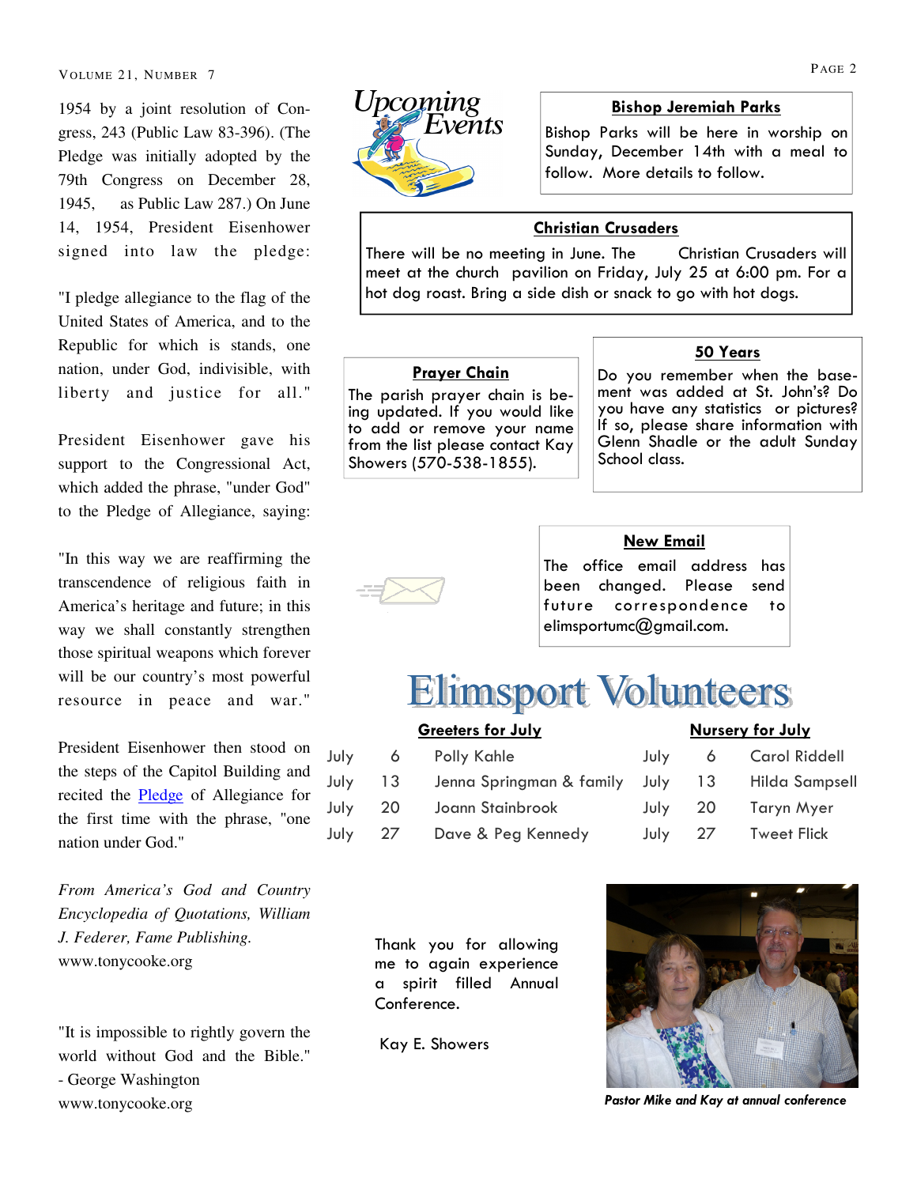1954 by a joint resolution of Congress, 243 (Public Law 83-396). (The Pledge was initially adopted by the 79th Congress on December 28, 1945, as Public Law 287.) On June 14, 1954, President Eisenhower signed into law the pledge:

"I pledge allegiance to the flag of the United States of America, and to the Republic for which is stands, one nation, under God, indivisible, with liberty and justice for all."

President Eisenhower gave his support to the Congressional Act, which added the phrase, "under God" to the Pledge of Allegiance, saying:

"In this way we are reaffirming the transcendence of religious faith in America's heritage and future; in this way we shall constantly strengthen those spiritual weapons which forever will be our country's most powerful resource in peace and war."

President Eisenhower then stood on the steps of the Capitol Building and recited the Pledge of Allegiance for the first time with the phrase, "one nation under God."

*From America's God and Country Encyclopedia of Quotations, William J. Federer, Fame Publishing.*
www.tonycooke.org

"It is impossible to rightly govern the world without God and the Bible." - George Washington
www.tonycooke.org

# Upcoming Events

### Bishop Jeremiah Parks

Bishop Parks will be here in worship on Sunday, December 14th with a meal to follow. More details to follow.

### Christian Crusaders

There will be no meeting in June. The Christian Crusaders will meet at the church pavilion on Friday, July 25 at 6:00 pm. For a hot dog roast. Bring a side dish or snack to go with hot dogs.

### Prayer Chain

The parish prayer chain is being updated. If you would like to add or remove your name from the list please contact Kay Showers (570-538-1855).

### 50 Years

Do you remember when the basement was added at St. John's? Do you have any statistics or pictures? If so, please share information with Glenn Shadle or the adult Sunday School class.

### New Email

The office email address has been changed. Please send future correspondence to elimsportumc@gmail.com.

# Elimsport Volunteers

**Greeters for July**

| | | |
|---|---|---|
| July | 6 | Polly Kahle |
| July | 13 | Jenna Springman & family |
| July | 20 | Joann Stainbrook |
| July | 27 | Dave & Peg Kennedy |

**Nursery for July**

| | | |
|---|---|---|
| July | 6 | Carol Riddell |
| July | 13 | Hilda Sampsell |
| July | 20 | Taryn Myer |
| July | 27 | Tweet Flick |

Thank you for allowing me to again experience a spirit filled Annual Conference.

Kay E. Showers

*Pastor Mike and Kay at annual conference*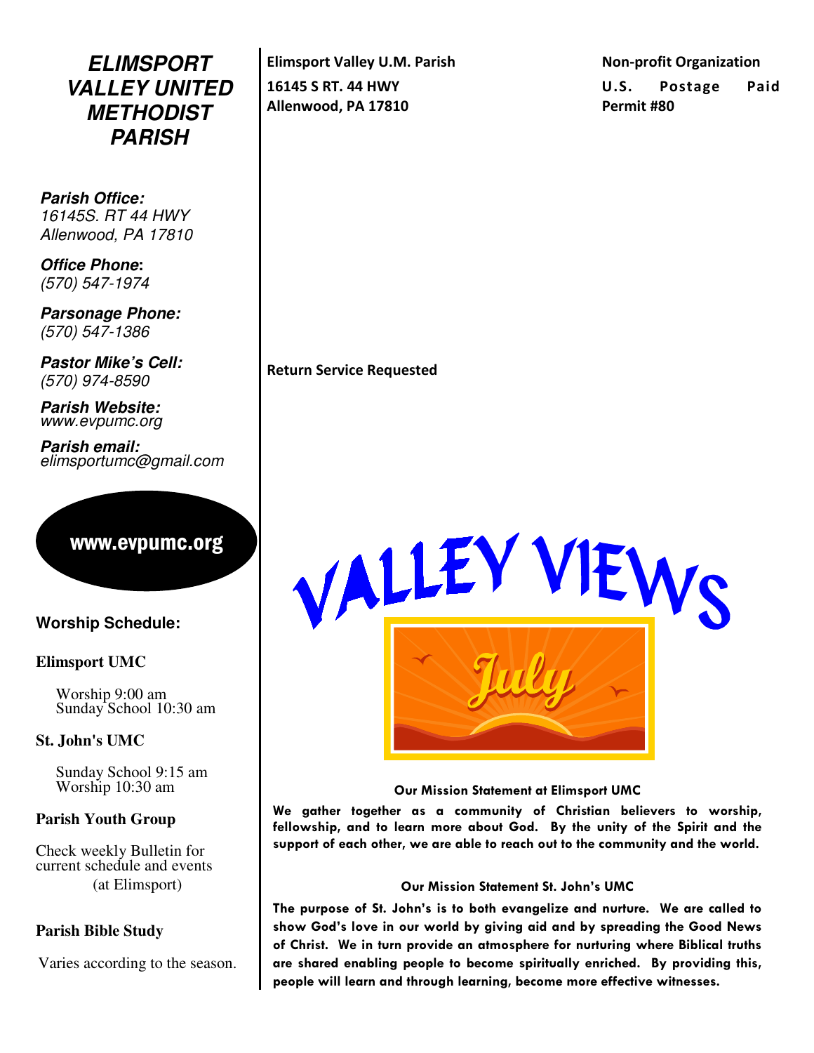# ELIMSPORT VALLEY UNITED METHODIST PARISH

***Parish Office:***
*16145S. RT 44 HWY*
*Allenwood, PA 17810*

***Office Phone:***
*(570) 547-1974*

***Parsonage Phone:***
*(570) 547-1386*

***Pastor Mike's Cell:***
*(570) 974-8590*

***Parish Website:***
*www.evpumc.org*

***Parish email:***
*elimsportumc@gmail.com*

**www.evpumc.org**

### Worship Schedule:

**Elimsport UMC**

Worship 9:00 am
Sunday School 10:30 am

**St. John's UMC**

Sunday School 9:15 am
Worship 10:30 am

**Parish Youth Group**

Check weekly Bulletin for current schedule and events (at Elimsport)

**Parish Bible Study**

Varies according to the season.

---

**Elimsport Valley U.M. Parish**
**16145 S RT. 44 HWY**
**Allenwood, PA 17810**

**Non-profit Organization**
**U.S. Postage Paid**
**Permit #80**

**Return Service Requested**

# VALLEY VIEWS

## July

**Our Mission Statement at Elimsport UMC**

**We gather together as a community of Christian believers to worship, fellowship, and to learn more about God. By the unity of the Spirit and the support of each other, we are able to reach out to the community and the world.**

**Our Mission Statement St. John's UMC**

**The purpose of St. John's is to both evangelize and nurture. We are called to show God's love in our world by giving aid and by spreading the Good News of Christ. We in turn provide an atmosphere for nurturing where Biblical truths are shared enabling people to become spiritually enriched. By providing this, people will learn and through learning, become more effective witnesses.**